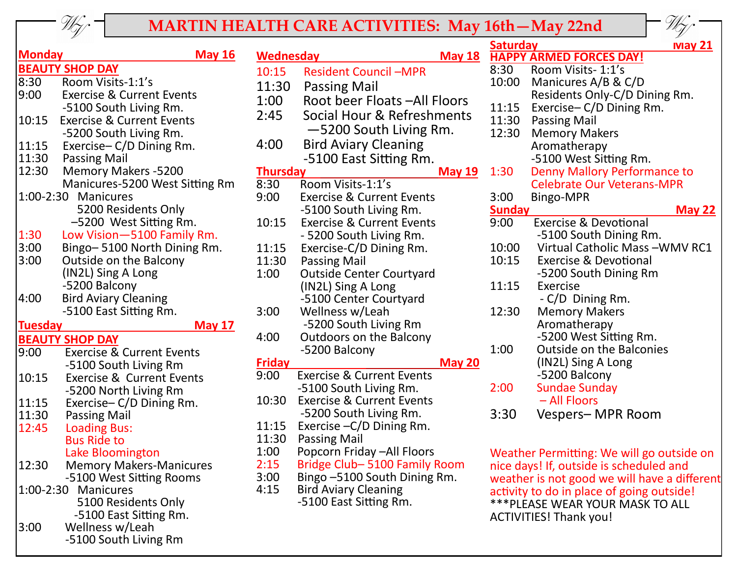# MARTIN HEALTH CARE ACTIVITIES: May 16th—May 22nd

## Monday — May 16

**BEAUTY SHOP DAY**

- 8:30 Room Visits-1:1's
- 9:00 Exercise & Current Events -5100 South Living Rm.
- 10:15 Exercise & Current Events -5200 South Living Rm.
- 11:15 Exercise– C/D Dining Rm.
- 11:30 Passing Mail
- 12:30 Memory Makers -5200 Manicures-5200 West Sitting Rm
- 1:00-2:30 Manicures 5200 Residents Only –5200 West Sitting Rm.
- 1:30 Low Vision—5100 Family Rm.
- 3:00 Bingo– 5100 North Dining Rm.
- 3:00 Outside on the Balcony (IN2L) Sing A Long -5200 Balcony
- 4:00 Bird Aviary Cleaning -5100 East Sitting Rm.

## Tuesday — May 17

**BEAUTY SHOP DAY**

- 9:00 Exercise & Current Events -5100 South Living Rm
- 10:15 Exercise & Current Events -5200 North Living Rm
- 11:15 Exercise– C/D Dining Rm.
- 11:30 Passing Mail
- 12:45 Loading Bus: Bus Ride to Lake Bloomington
- 12:30 Memory Makers-Manicures -5100 West Sitting Rooms
- 1:00-2:30 Manicures 5100 Residents Only -5100 East Sitting Rm.
- 3:00 Wellness w/Leah -5100 South Living Rm

## Wednesday — May 18

- 10:15 Resident Council –MPR
- 11:30 Passing Mail
- 1:00 Root beer Floats –All Floors
- 2:45 Social Hour & Refreshments —5200 South Living Rm.
- 4:00 Bird Aviary Cleaning -5100 East Sitting Rm.

## Thursday — May 19

- 8:30 Room Visits-1:1's
- 9:00 Exercise & Current Events -5100 South Living Rm.
- 10:15 Exercise & Current Events - 5200 South Living Rm.
- 11:15 Exercise-C/D Dining Rm.
- 11:30 Passing Mail
- 1:00 Outside Center Courtyard (IN2L) Sing A Long -5100 Center Courtyard
- 3:00 Wellness w/Leah -5200 South Living Rm
- 4:00 Outdoors on the Balcony -5200 Balcony

## Friday — May 20

- 9:00 Exercise & Current Events -5100 South Living Rm.
- 10:30 Exercise & Current Events -5200 South Living Rm.
- 11:15 Exercise –C/D Dining Rm.
- 11:30 Passing Mail
- 1:00 Popcorn Friday –All Floors
- 2:15 Bridge Club– 5100 Family Room
- 3:00 Bingo –5100 South Dining Rm.
- 4:15 Bird Aviary Cleaning -5100 East Sitting Rm.

## Saturday — May 21

**HAPPY ARMED FORCES DAY!**

- 8:30 Room Visits- 1:1's
- 10:00 Manicures A/B & C/D Residents Only-C/D Dining Rm.
- 11:15 Exercise– C/D Dining Rm.
- 11:30 Passing Mail
- 12:30 Memory Makers Aromatherapy -5100 West Sitting Rm.
- 1:30 Denny Mallory Performance to Celebrate Our Veterans-MPR
- 3:00 Bingo-MPR

## Sunday — May 22

- 9:00 Exercise & Devotional -5100 South Dining Rm.
- 10:00 Virtual Catholic Mass –WMV RC1
- 10:15 Exercise & Devotional -5200 South Dining Rm
- 11:15 Exercise - C/D Dining Rm.
- 12:30 Memory Makers Aromatherapy -5200 West Sitting Rm.
- 1:00 Outside on the Balconies (IN2L) Sing A Long -5200 Balcony
- 2:00 Sundae Sunday – All Floors
- 3:30 Vespers– MPR Room

Weather Permitting: We will go outside on nice days! If, outside is scheduled and weather is not good we will have a different activity to do in place of going outside!

***PLEASE WEAR YOUR MASK TO ALL ACTIVITIES! Thank you!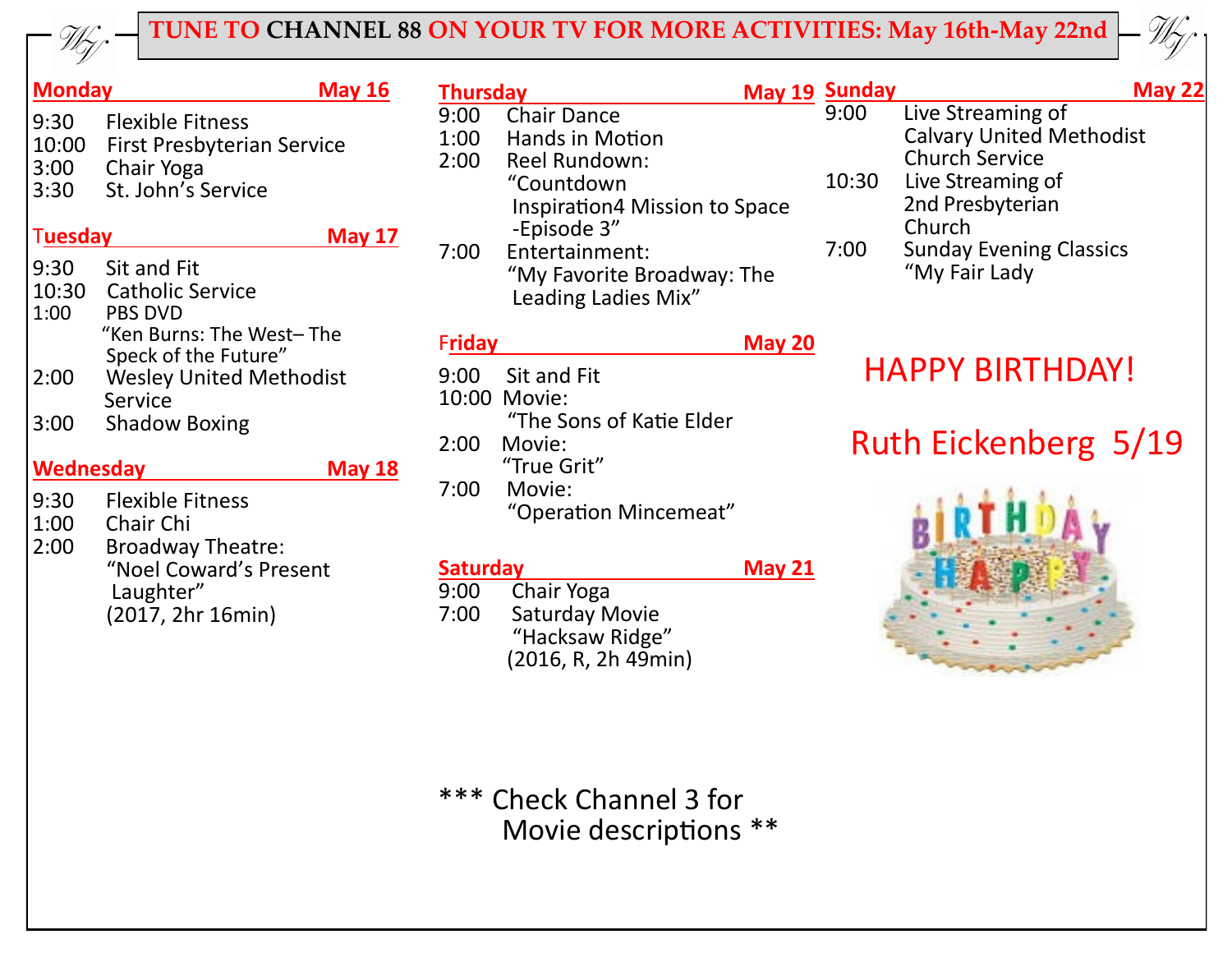# TUNE TO CHANNEL 88 ON YOUR TV FOR MORE ACTIVITIES: May 16th-May 22nd

## Monday — May 16

9:30 Flexible Fitness
10:00 First Presbyterian Service
3:00 Chair Yoga
3:30 St. John's Service

## Tuesday — May 17

9:30 Sit and Fit
10:30 Catholic Service
1:00 PBS DVD "Ken Burns: The West– The Speck of the Future"
2:00 Wesley United Methodist Service
3:00 Shadow Boxing

## Wednesday — May 18

9:30 Flexible Fitness
1:00 Chair Chi
2:00 Broadway Theatre: "Noel Coward's Present Laughter" (2017, 2hr 16min)

## Thursday — May 19

9:00 Chair Dance
1:00 Hands in Motion
2:00 Reel Rundown: "Countdown Inspiration4 Mission to Space -Episode 3"
7:00 Entertainment: "My Favorite Broadway: The Leading Ladies Mix"

## Friday — May 20

9:00 Sit and Fit
10:00 Movie: "The Sons of Katie Elder
2:00 Movie: "True Grit"
7:00 Movie: "Operation Mincemeat"

## Saturday — May 21

9:00 Chair Yoga
7:00 Saturday Movie "Hacksaw Ridge" (2016, R, 2h 49min)

*** Check Channel 3 for Movie descriptions **

## Sunday — May 22

9:00 Live Streaming of Calvary United Methodist Church Service
10:30 Live Streaming of 2nd Presbyterian Church
7:00 Sunday Evening Classics "My Fair Lady

HAPPY BIRTHDAY!

Ruth Eickenberg 5/19